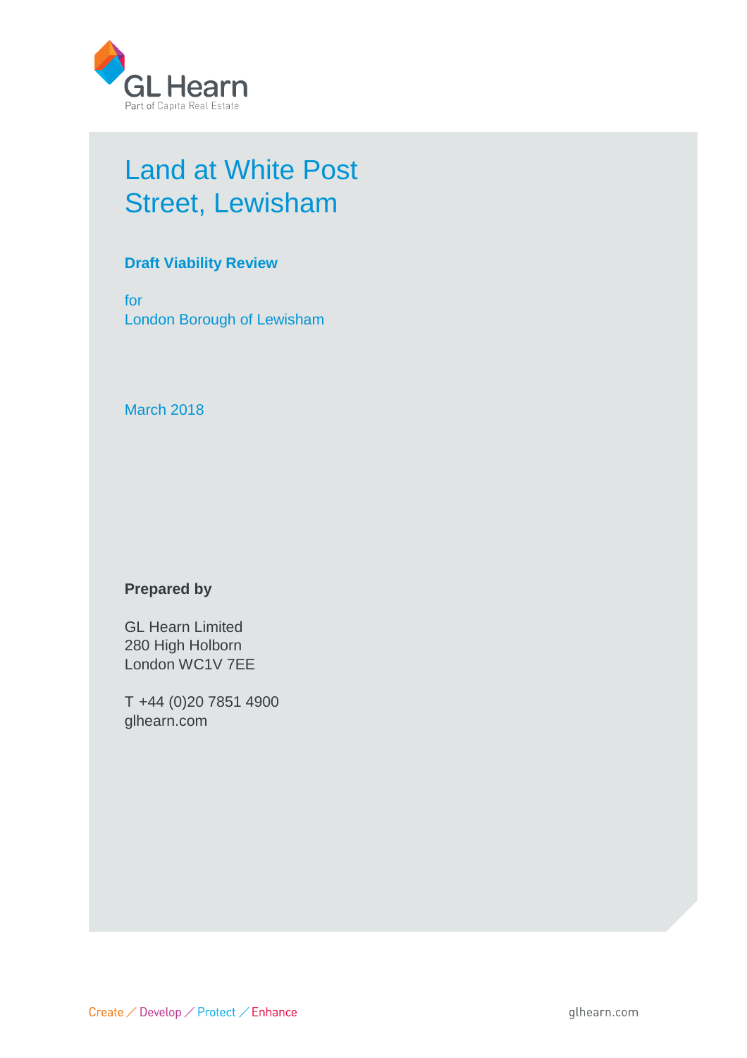GL Hearn

Part of Capita Real Estate

# Land at White Post Street, Lewisham

**Draft Viability Review**

for
London Borough of Lewisham

March 2018

**Prepared by**

GL Hearn Limited
280 High Holborn
London WC1V 7EE

T +44 (0)20 7851 4900
glhearn.com

Create / Develop / Protect / Enhance

glhearn.com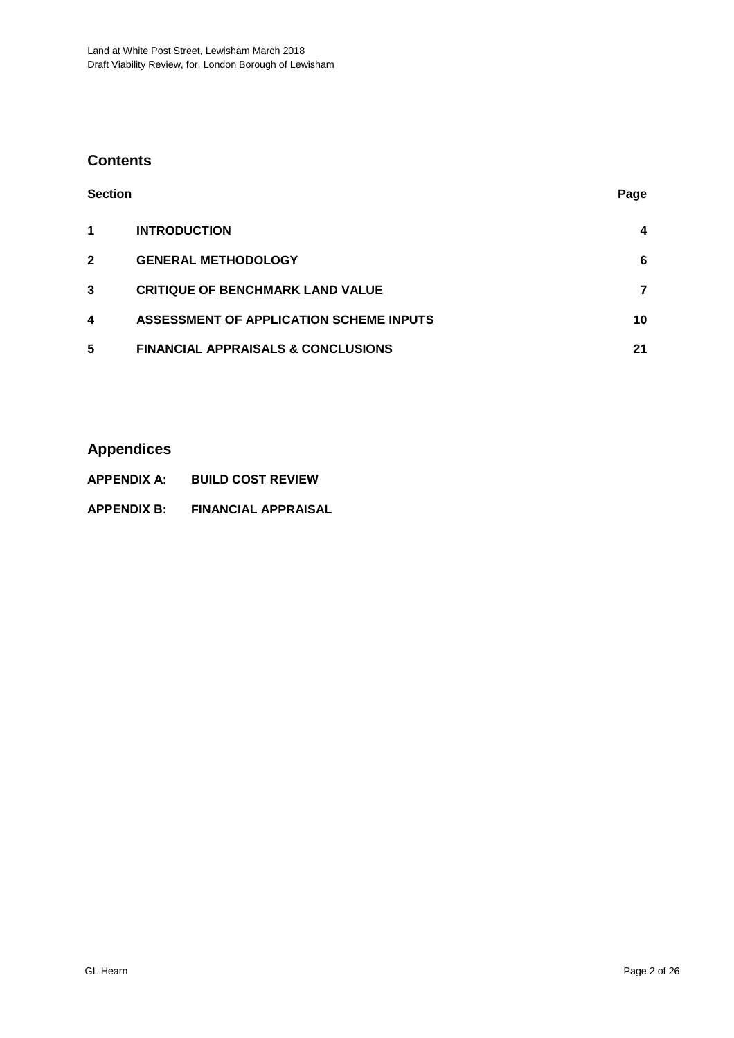## Contents

| Section | | Page |
|---|---|---|
| 1 | INTRODUCTION | 4 |
| 2 | GENERAL METHODOLOGY | 6 |
| 3 | CRITIQUE OF BENCHMARK LAND VALUE | 7 |
| 4 | ASSESSMENT OF APPLICATION SCHEME INPUTS | 10 |
| 5 | FINANCIAL APPRAISALS & CONCLUSIONS | 21 |

## Appendices

**APPENDIX A: BUILD COST REVIEW**

**APPENDIX B: FINANCIAL APPRAISAL**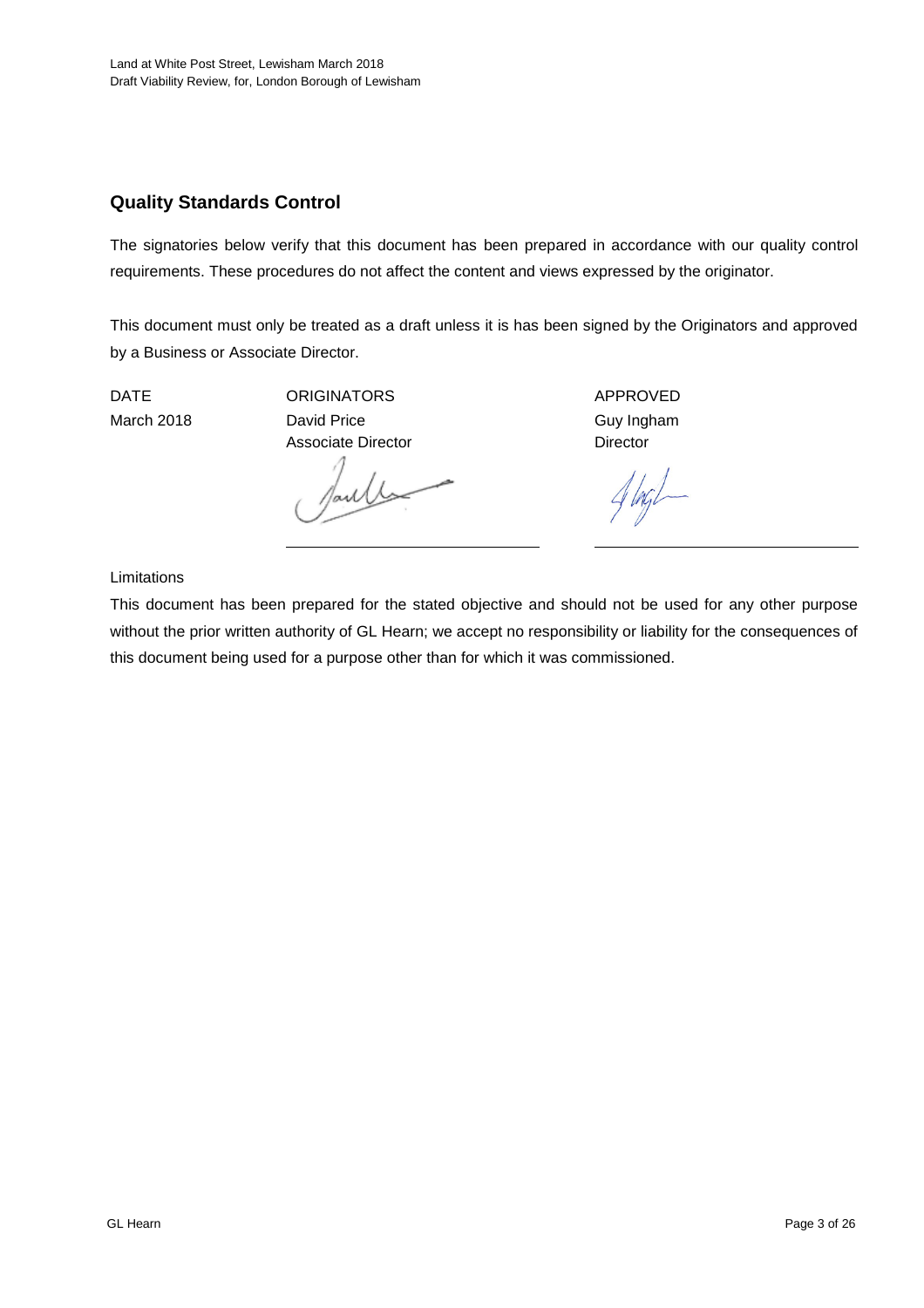## Quality Standards Control

The signatories below verify that this document has been prepared in accordance with our quality control requirements. These procedures do not affect the content and views expressed by the originator.

This document must only be treated as a draft unless it is has been signed by the Originators and approved by a Business or Associate Director.

| DATE | ORIGINATORS | APPROVED |
|---|---|---|
| March 2018 | David Price<br>Associate Director | Guy Ingham<br>Director |

Limitations

This document has been prepared for the stated objective and should not be used for any other purpose without the prior written authority of GL Hearn; we accept no responsibility or liability for the consequences of this document being used for a purpose other than for which it was commissioned.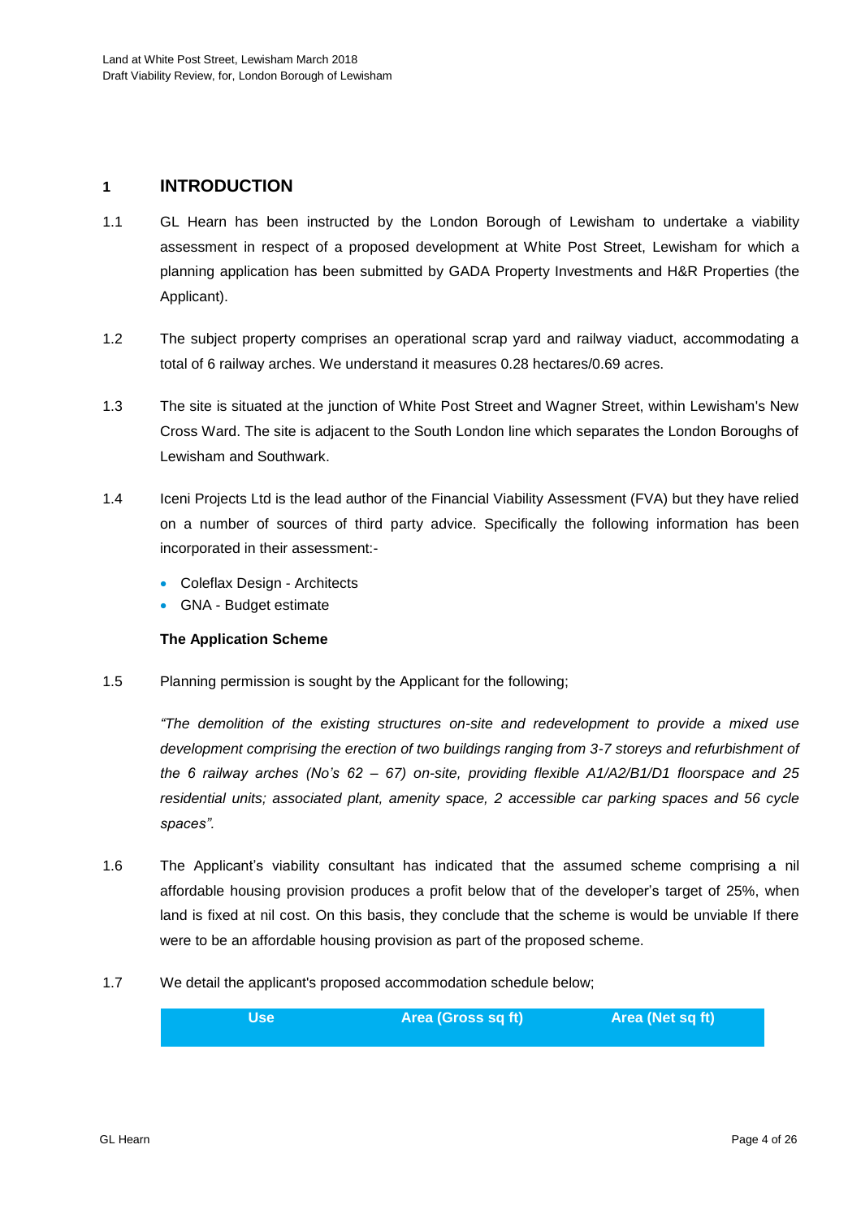## 1 INTRODUCTION

1.1 GL Hearn has been instructed by the London Borough of Lewisham to undertake a viability assessment in respect of a proposed development at White Post Street, Lewisham for which a planning application has been submitted by GADA Property Investments and H&R Properties (the Applicant).

1.2 The subject property comprises an operational scrap yard and railway viaduct, accommodating a total of 6 railway arches. We understand it measures 0.28 hectares/0.69 acres.

1.3 The site is situated at the junction of White Post Street and Wagner Street, within Lewisham's New Cross Ward. The site is adjacent to the South London line which separates the London Boroughs of Lewisham and Southwark.

1.4 Iceni Projects Ltd is the lead author of the Financial Viability Assessment (FVA) but they have relied on a number of sources of third party advice. Specifically the following information has been incorporated in their assessment:-

- Coleflax Design - Architects
- GNA - Budget estimate

**The Application Scheme**

1.5 Planning permission is sought by the Applicant for the following;

*"The demolition of the existing structures on-site and redevelopment to provide a mixed use development comprising the erection of two buildings ranging from 3-7 storeys and refurbishment of the 6 railway arches (No's 62 – 67) on-site, providing flexible A1/A2/B1/D1 floorspace and 25 residential units; associated plant, amenity space, 2 accessible car parking spaces and 56 cycle spaces".*

1.6 The Applicant's viability consultant has indicated that the assumed scheme comprising a nil affordable housing provision produces a profit below that of the developer's target of 25%, when land is fixed at nil cost. On this basis, they conclude that the scheme is would be unviable If there were to be an affordable housing provision as part of the proposed scheme.

1.7 We detail the applicant's proposed accommodation schedule below;

| Use | Area (Gross sq ft) | Area (Net sq ft) |
|---|---|---|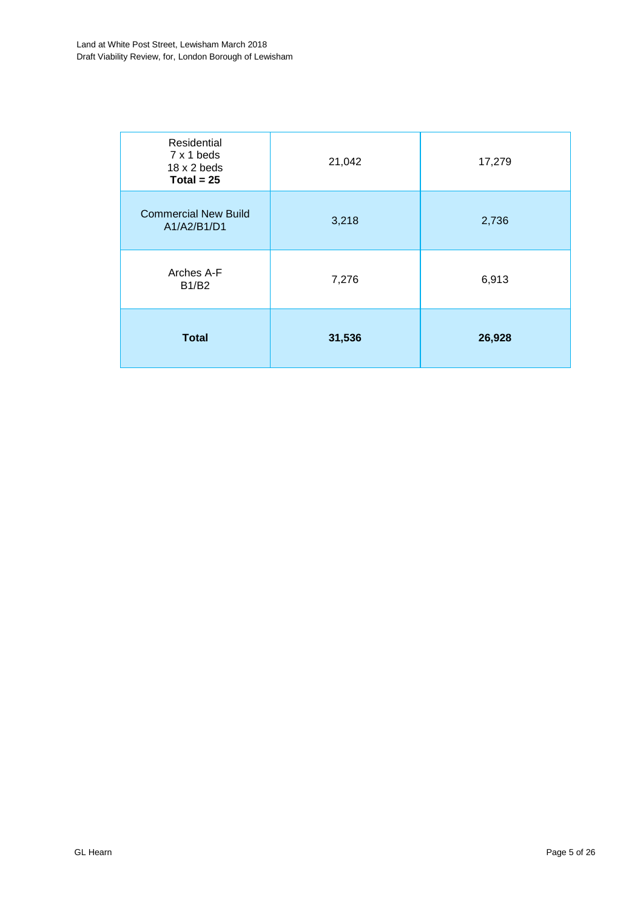| Residential<br>7 x 1 beds<br>18 x 2 beds<br>**Total = 25** | 21,042 | 17,279 |
|---|---|---|
| Commercial New Build<br>A1/A2/B1/D1 | 3,218 | 2,736 |
| Arches A-F<br>B1/B2 | 7,276 | 6,913 |
| **Total** | **31,536** | **26,928** |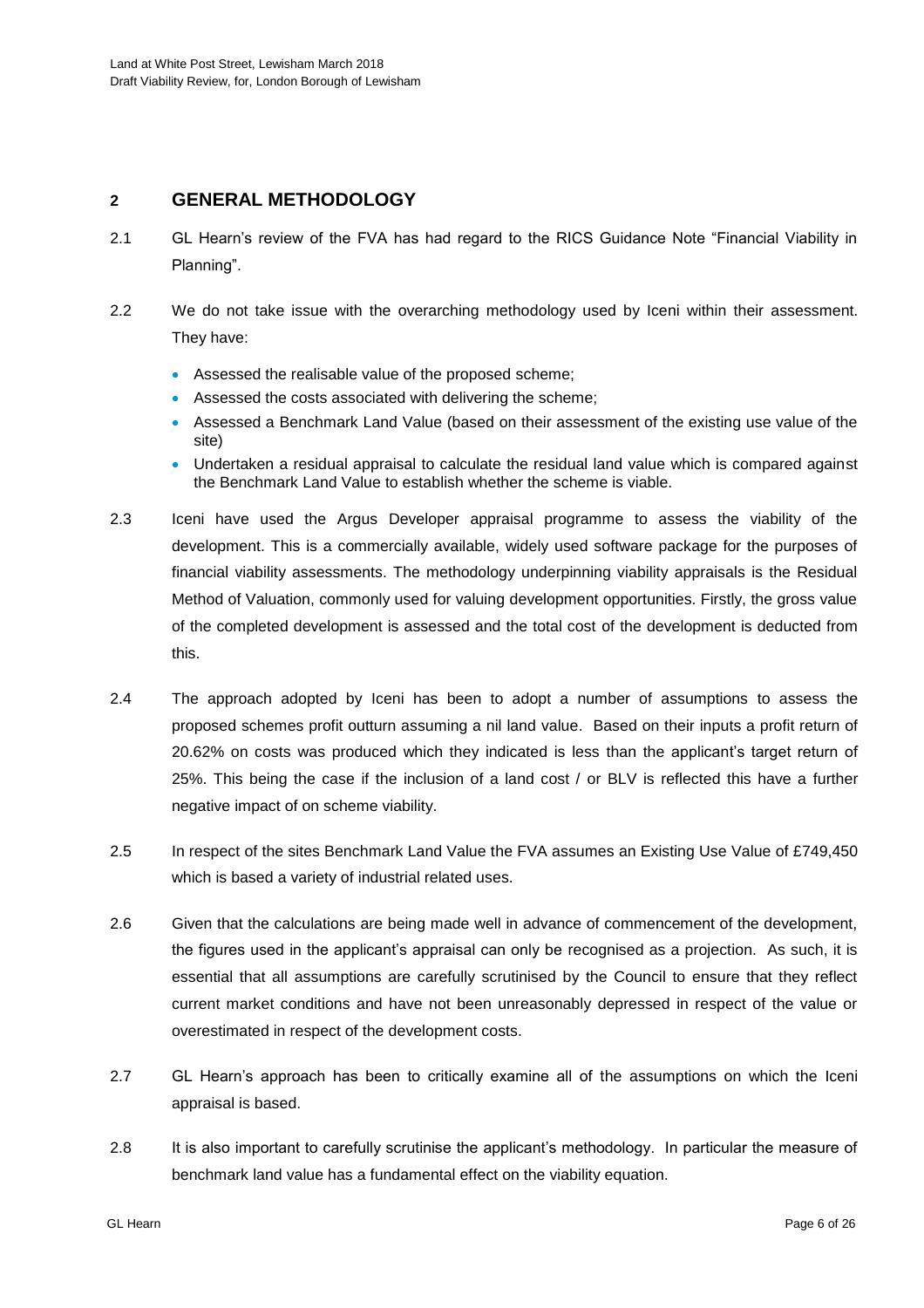## 2 GENERAL METHODOLOGY

2.1 GL Hearn's review of the FVA has had regard to the RICS Guidance Note "Financial Viability in Planning".

2.2 We do not take issue with the overarching methodology used by Iceni within their assessment. They have:

- Assessed the realisable value of the proposed scheme;
- Assessed the costs associated with delivering the scheme;
- Assessed a Benchmark Land Value (based on their assessment of the existing use value of the site)
- Undertaken a residual appraisal to calculate the residual land value which is compared against the Benchmark Land Value to establish whether the scheme is viable.

2.3 Iceni have used the Argus Developer appraisal programme to assess the viability of the development. This is a commercially available, widely used software package for the purposes of financial viability assessments. The methodology underpinning viability appraisals is the Residual Method of Valuation, commonly used for valuing development opportunities. Firstly, the gross value of the completed development is assessed and the total cost of the development is deducted from this.

2.4 The approach adopted by Iceni has been to adopt a number of assumptions to assess the proposed schemes profit outturn assuming a nil land value. Based on their inputs a profit return of 20.62% on costs was produced which they indicated is less than the applicant's target return of 25%. This being the case if the inclusion of a land cost / or BLV is reflected this have a further negative impact of on scheme viability.

2.5 In respect of the sites Benchmark Land Value the FVA assumes an Existing Use Value of £749,450 which is based a variety of industrial related uses.

2.6 Given that the calculations are being made well in advance of commencement of the development, the figures used in the applicant's appraisal can only be recognised as a projection. As such, it is essential that all assumptions are carefully scrutinised by the Council to ensure that they reflect current market conditions and have not been unreasonably depressed in respect of the value or overestimated in respect of the development costs.

2.7 GL Hearn's approach has been to critically examine all of the assumptions on which the Iceni appraisal is based.

2.8 It is also important to carefully scrutinise the applicant's methodology. In particular the measure of benchmark land value has a fundamental effect on the viability equation.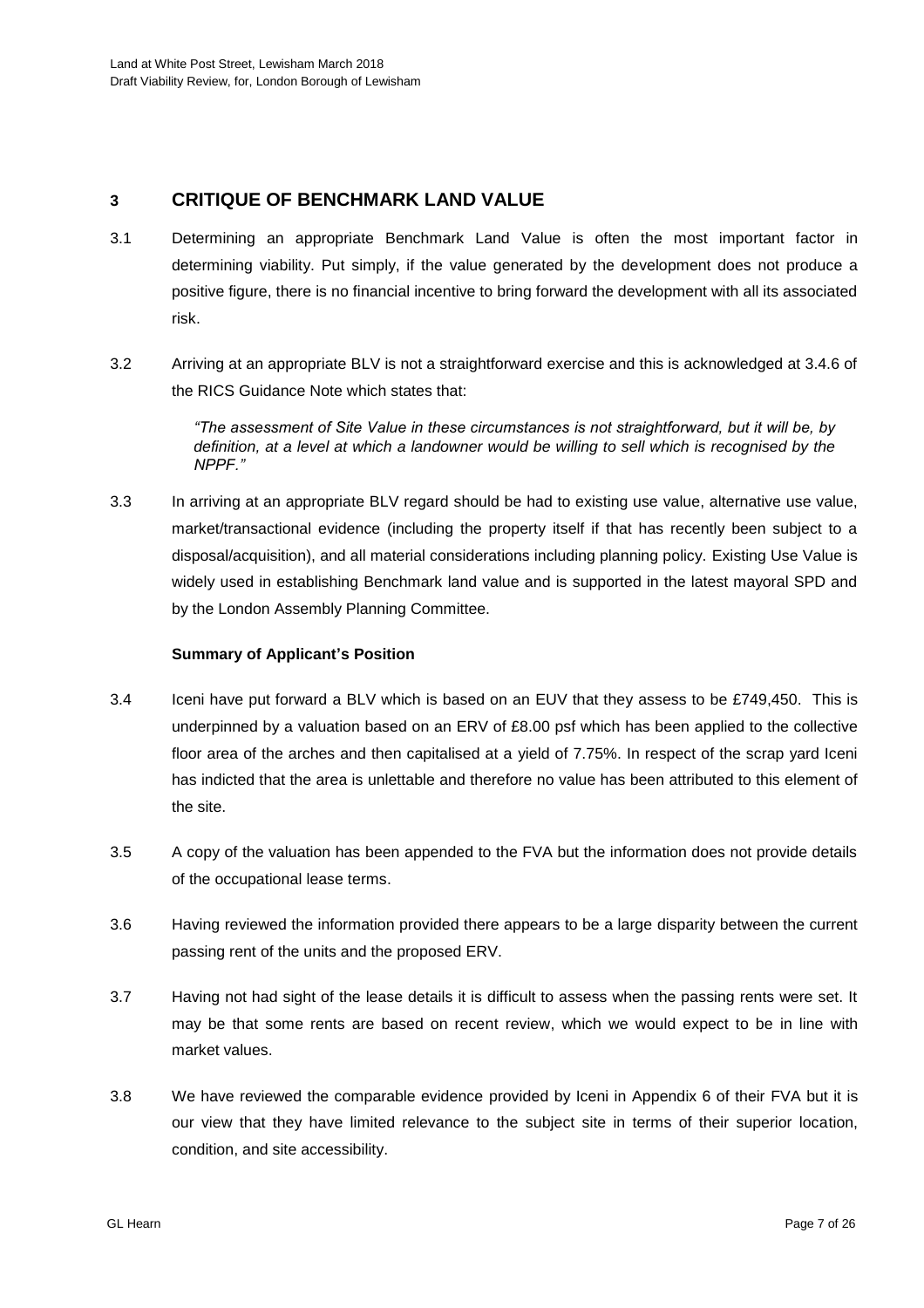## 3 CRITIQUE OF BENCHMARK LAND VALUE

3.1 Determining an appropriate Benchmark Land Value is often the most important factor in determining viability. Put simply, if the value generated by the development does not produce a positive figure, there is no financial incentive to bring forward the development with all its associated risk.

3.2 Arriving at an appropriate BLV is not a straightforward exercise and this is acknowledged at 3.4.6 of the RICS Guidance Note which states that:

> *"The assessment of Site Value in these circumstances is not straightforward, but it will be, by definition, at a level at which a landowner would be willing to sell which is recognised by the NPPF."*

3.3 In arriving at an appropriate BLV regard should be had to existing use value, alternative use value, market/transactional evidence (including the property itself if that has recently been subject to a disposal/acquisition), and all material considerations including planning policy. Existing Use Value is widely used in establishing Benchmark land value and is supported in the latest mayoral SPD and by the London Assembly Planning Committee.

**Summary of Applicant's Position**

3.4 Iceni have put forward a BLV which is based on an EUV that they assess to be £749,450. This is underpinned by a valuation based on an ERV of £8.00 psf which has been applied to the collective floor area of the arches and then capitalised at a yield of 7.75%. In respect of the scrap yard Iceni has indicted that the area is unlettable and therefore no value has been attributed to this element of the site.

3.5 A copy of the valuation has been appended to the FVA but the information does not provide details of the occupational lease terms.

3.6 Having reviewed the information provided there appears to be a large disparity between the current passing rent of the units and the proposed ERV.

3.7 Having not had sight of the lease details it is difficult to assess when the passing rents were set. It may be that some rents are based on recent review, which we would expect to be in line with market values.

3.8 We have reviewed the comparable evidence provided by Iceni in Appendix 6 of their FVA but it is our view that they have limited relevance to the subject site in terms of their superior location, condition, and site accessibility.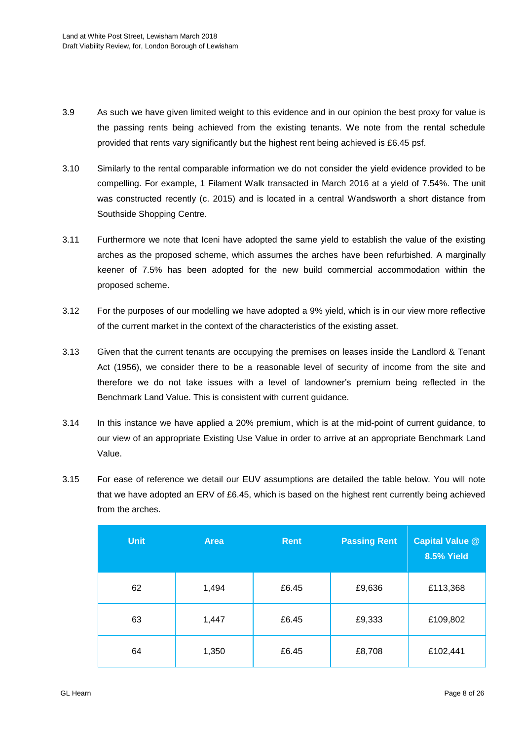3.9 As such we have given limited weight to this evidence and in our opinion the best proxy for value is the passing rents being achieved from the existing tenants. We note from the rental schedule provided that rents vary significantly but the highest rent being achieved is £6.45 psf.

3.10 Similarly to the rental comparable information we do not consider the yield evidence provided to be compelling. For example, 1 Filament Walk transacted in March 2016 at a yield of 7.54%. The unit was constructed recently (c. 2015) and is located in a central Wandsworth a short distance from Southside Shopping Centre.

3.11 Furthermore we note that Iceni have adopted the same yield to establish the value of the existing arches as the proposed scheme, which assumes the arches have been refurbished. A marginally keener of 7.5% has been adopted for the new build commercial accommodation within the proposed scheme.

3.12 For the purposes of our modelling we have adopted a 9% yield, which is in our view more reflective of the current market in the context of the characteristics of the existing asset.

3.13 Given that the current tenants are occupying the premises on leases inside the Landlord & Tenant Act (1956), we consider there to be a reasonable level of security of income from the site and therefore we do not take issues with a level of landowner's premium being reflected in the Benchmark Land Value. This is consistent with current guidance.

3.14 In this instance we have applied a 20% premium, which is at the mid-point of current guidance, to our view of an appropriate Existing Use Value in order to arrive at an appropriate Benchmark Land Value.

3.15 For ease of reference we detail our EUV assumptions are detailed the table below. You will note that we have adopted an ERV of £6.45, which is based on the highest rent currently being achieved from the arches.

| Unit | Area | Rent | Passing Rent | Capital Value @ 8.5% Yield |
|---|---|---|---|---|
| 62 | 1,494 | £6.45 | £9,636 | £113,368 |
| 63 | 1,447 | £6.45 | £9,333 | £109,802 |
| 64 | 1,350 | £6.45 | £8,708 | £102,441 |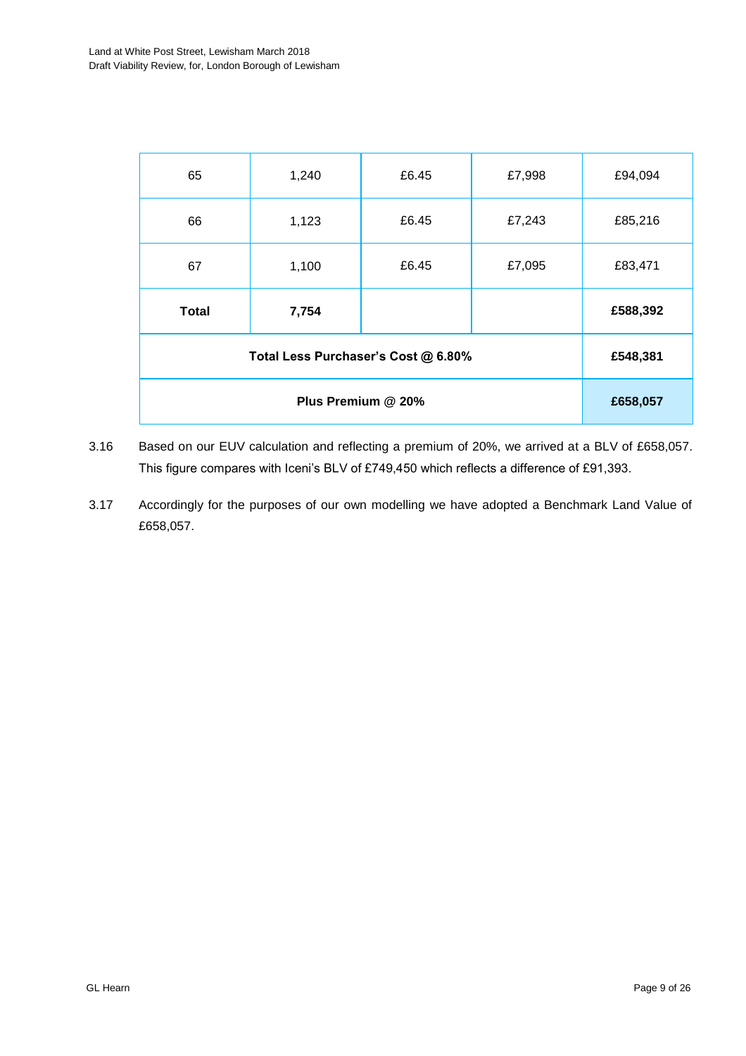| | | | | |
|---|---|---|---|---|
| 65 | 1,240 | £6.45 | £7,998 | £94,094 |
| 66 | 1,123 | £6.45 | £7,243 | £85,216 |
| 67 | 1,100 | £6.45 | £7,095 | £83,471 |
| **Total** | **7,754** | | | **£588,392** |
| **Total Less Purchaser's Cost @ 6.80%** | | | | **£548,381** |
| **Plus Premium @ 20%** | | | | **£658,057** |

3.16 Based on our EUV calculation and reflecting a premium of 20%, we arrived at a BLV of £658,057. This figure compares with Iceni's BLV of £749,450 which reflects a difference of £91,393.

3.17 Accordingly for the purposes of our own modelling we have adopted a Benchmark Land Value of £658,057.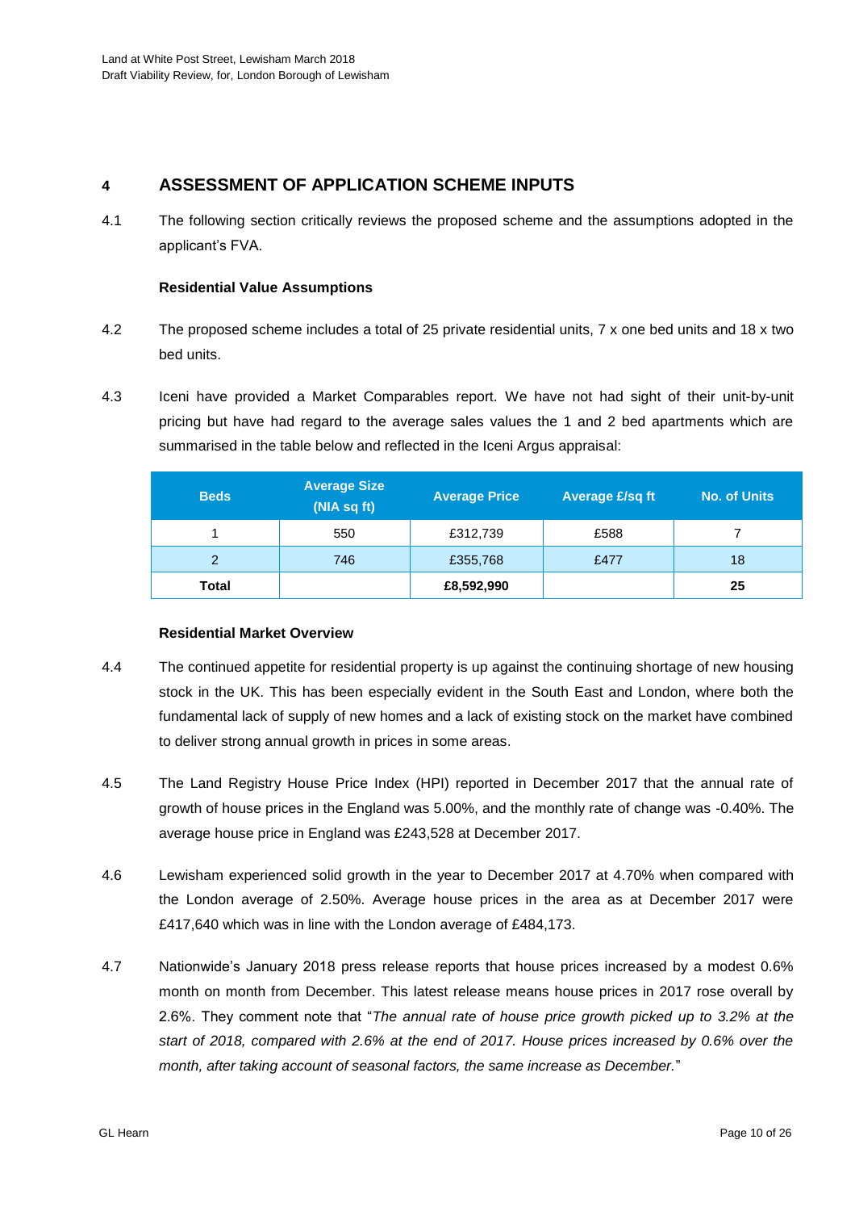## 4 ASSESSMENT OF APPLICATION SCHEME INPUTS

4.1 The following section critically reviews the proposed scheme and the assumptions adopted in the applicant's FVA.

**Residential Value Assumptions**

4.2 The proposed scheme includes a total of 25 private residential units, 7 x one bed units and 18 x two bed units.

4.3 Iceni have provided a Market Comparables report. We have not had sight of their unit-by-unit pricing but have had regard to the average sales values the 1 and 2 bed apartments which are summarised in the table below and reflected in the Iceni Argus appraisal:

| Beds | Average Size (NIA sq ft) | Average Price | Average £/sq ft | No. of Units |
|---|---|---|---|---|
| 1 | 550 | £312,739 | £588 | 7 |
| 2 | 746 | £355,768 | £477 | 18 |
| **Total** | | **£8,592,990** | | **25** |

**Residential Market Overview**

4.4 The continued appetite for residential property is up against the continuing shortage of new housing stock in the UK. This has been especially evident in the South East and London, where both the fundamental lack of supply of new homes and a lack of existing stock on the market have combined to deliver strong annual growth in prices in some areas.

4.5 The Land Registry House Price Index (HPI) reported in December 2017 that the annual rate of growth of house prices in the England was 5.00%, and the monthly rate of change was -0.40%. The average house price in England was £243,528 at December 2017.

4.6 Lewisham experienced solid growth in the year to December 2017 at 4.70% when compared with the London average of 2.50%. Average house prices in the area as at December 2017 were £417,640 which was in line with the London average of £484,173.

4.7 Nationwide's January 2018 press release reports that house prices increased by a modest 0.6% month on month from December. This latest release means house prices in 2017 rose overall by 2.6%. They comment note that "*The annual rate of house price growth picked up to 3.2% at the start of 2018, compared with 2.6% at the end of 2017. House prices increased by 0.6% over the month, after taking account of seasonal factors, the same increase as December.*"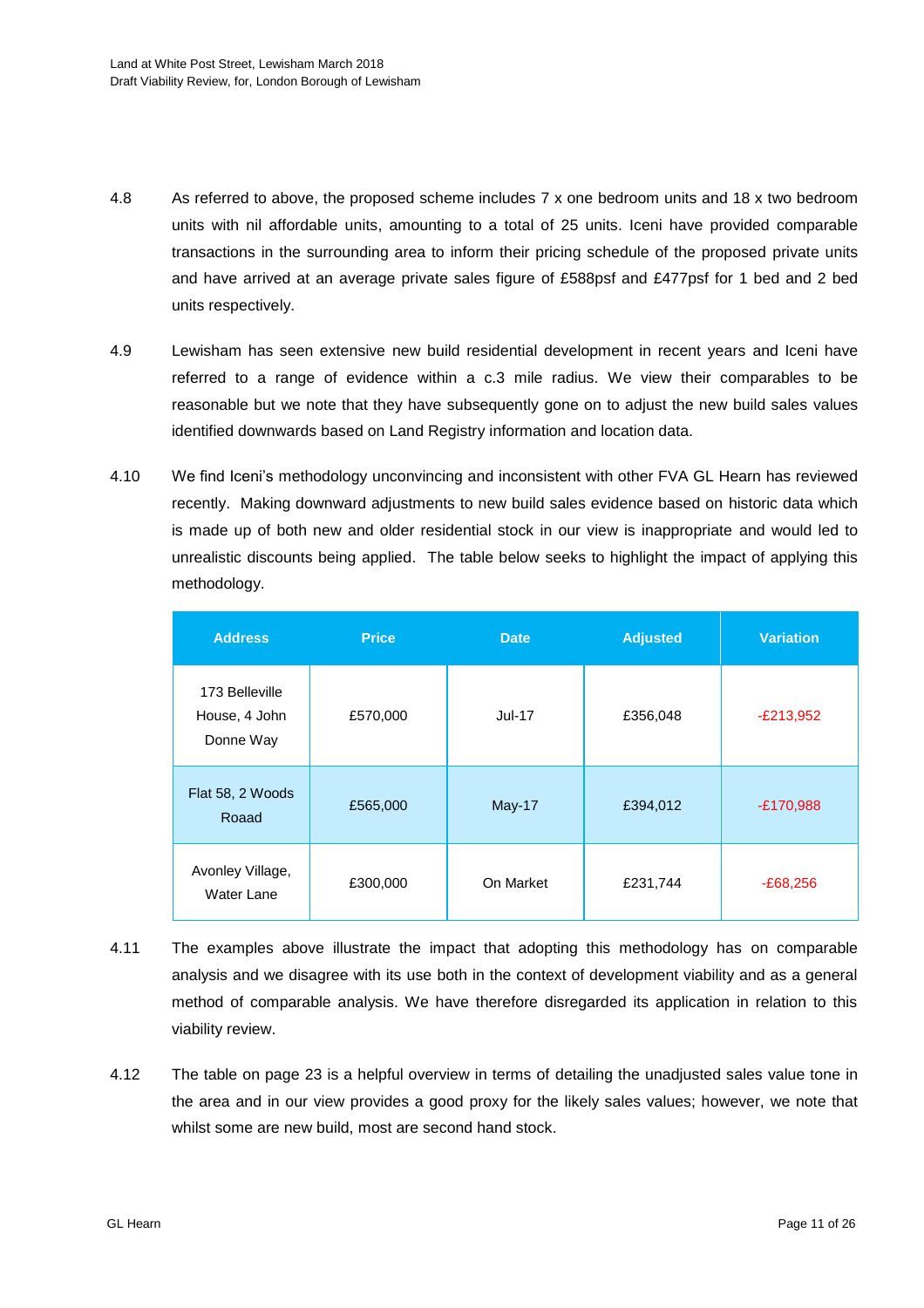4.8 As referred to above, the proposed scheme includes 7 x one bedroom units and 18 x two bedroom units with nil affordable units, amounting to a total of 25 units. Iceni have provided comparable transactions in the surrounding area to inform their pricing schedule of the proposed private units and have arrived at an average private sales figure of £588psf and £477psf for 1 bed and 2 bed units respectively.

4.9 Lewisham has seen extensive new build residential development in recent years and Iceni have referred to a range of evidence within a c.3 mile radius. We view their comparables to be reasonable but we note that they have subsequently gone on to adjust the new build sales values identified downwards based on Land Registry information and location data.

4.10 We find Iceni's methodology unconvincing and inconsistent with other FVA GL Hearn has reviewed recently. Making downward adjustments to new build sales evidence based on historic data which is made up of both new and older residential stock in our view is inappropriate and would led to unrealistic discounts being applied. The table below seeks to highlight the impact of applying this methodology.

| Address | Price | Date | Adjusted | Variation |
|---|---|---|---|---|
| 173 Belleville House, 4 John Donne Way | £570,000 | Jul-17 | £356,048 | -£213,952 |
| Flat 58, 2 Woods Roaad | £565,000 | May-17 | £394,012 | -£170,988 |
| Avonley Village, Water Lane | £300,000 | On Market | £231,744 | -£68,256 |

4.11 The examples above illustrate the impact that adopting this methodology has on comparable analysis and we disagree with its use both in the context of development viability and as a general method of comparable analysis. We have therefore disregarded its application in relation to this viability review.

4.12 The table on page 23 is a helpful overview in terms of detailing the unadjusted sales value tone in the area and in our view provides a good proxy for the likely sales values; however, we note that whilst some are new build, most are second hand stock.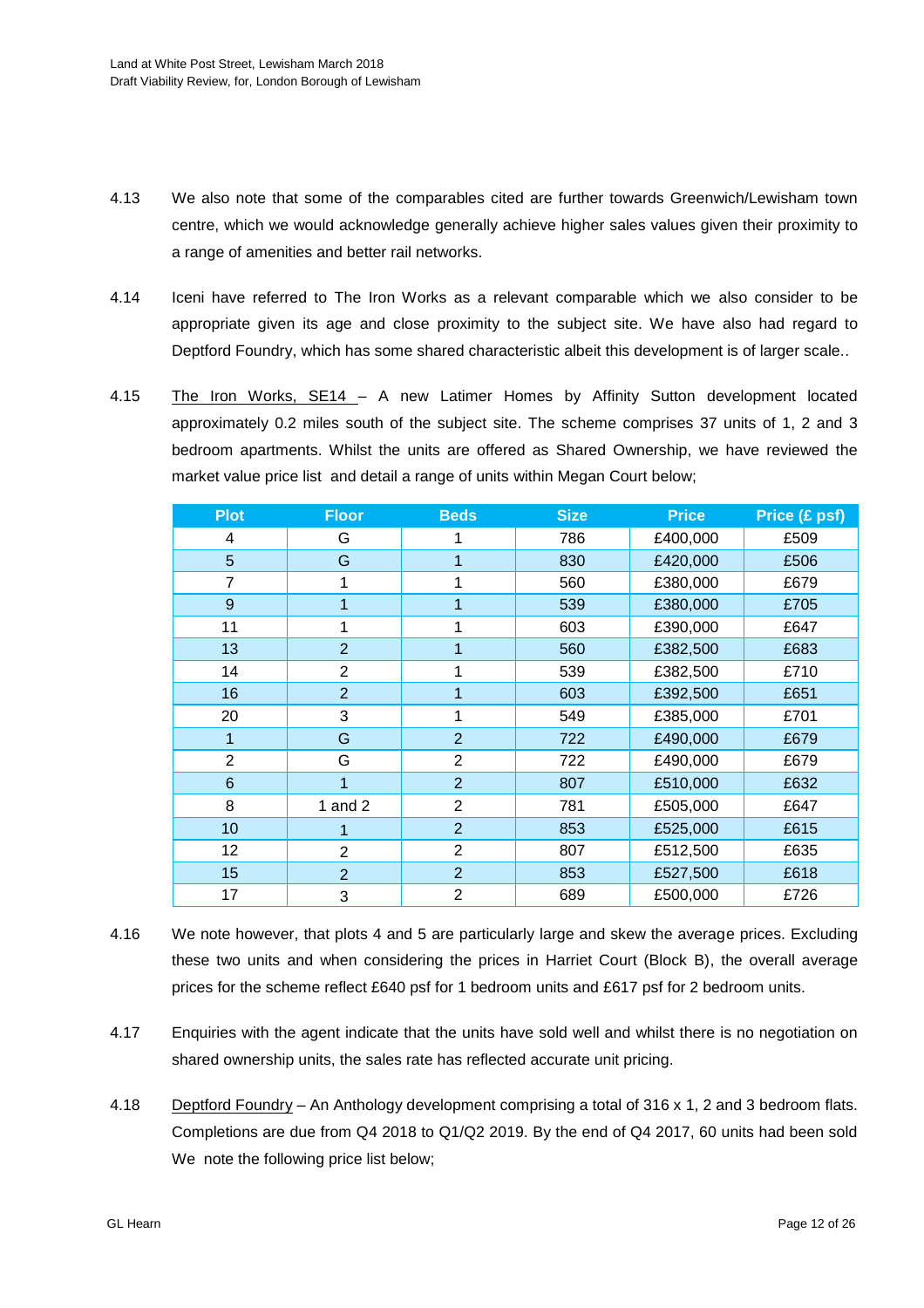4.13 We also note that some of the comparables cited are further towards Greenwich/Lewisham town centre, which we would acknowledge generally achieve higher sales values given their proximity to a range of amenities and better rail networks.

4.14 Iceni have referred to The Iron Works as a relevant comparable which we also consider to be appropriate given its age and close proximity to the subject site. We have also had regard to Deptford Foundry, which has some shared characteristic albeit this development is of larger scale..

4.15 The Iron Works, SE14 – A new Latimer Homes by Affinity Sutton development located approximately 0.2 miles south of the subject site. The scheme comprises 37 units of 1, 2 and 3 bedroom apartments. Whilst the units are offered as Shared Ownership, we have reviewed the market value price list and detail a range of units within Megan Court below;

| Plot | Floor | Beds | Size | Price | Price (£ psf) |
|---|---|---|---|---|---|
| 4 | G | 1 | 786 | £400,000 | £509 |
| 5 | G | 1 | 830 | £420,000 | £506 |
| 7 | 1 | 1 | 560 | £380,000 | £679 |
| 9 | 1 | 1 | 539 | £380,000 | £705 |
| 11 | 1 | 1 | 603 | £390,000 | £647 |
| 13 | 2 | 1 | 560 | £382,500 | £683 |
| 14 | 2 | 1 | 539 | £382,500 | £710 |
| 16 | 2 | 1 | 603 | £392,500 | £651 |
| 20 | 3 | 1 | 549 | £385,000 | £701 |
| 1 | G | 2 | 722 | £490,000 | £679 |
| 2 | G | 2 | 722 | £490,000 | £679 |
| 6 | 1 | 2 | 807 | £510,000 | £632 |
| 8 | 1 and 2 | 2 | 781 | £505,000 | £647 |
| 10 | 1 | 2 | 853 | £525,000 | £615 |
| 12 | 2 | 2 | 807 | £512,500 | £635 |
| 15 | 2 | 2 | 853 | £527,500 | £618 |
| 17 | 3 | 2 | 689 | £500,000 | £726 |

4.16 We note however, that plots 4 and 5 are particularly large and skew the average prices. Excluding these two units and when considering the prices in Harriet Court (Block B), the overall average prices for the scheme reflect £640 psf for 1 bedroom units and £617 psf for 2 bedroom units.

4.17 Enquiries with the agent indicate that the units have sold well and whilst there is no negotiation on shared ownership units, the sales rate has reflected accurate unit pricing.

4.18 Deptford Foundry – An Anthology development comprising a total of 316 x 1, 2 and 3 bedroom flats. Completions are due from Q4 2018 to Q1/Q2 2019. By the end of Q4 2017, 60 units had been sold We note the following price list below;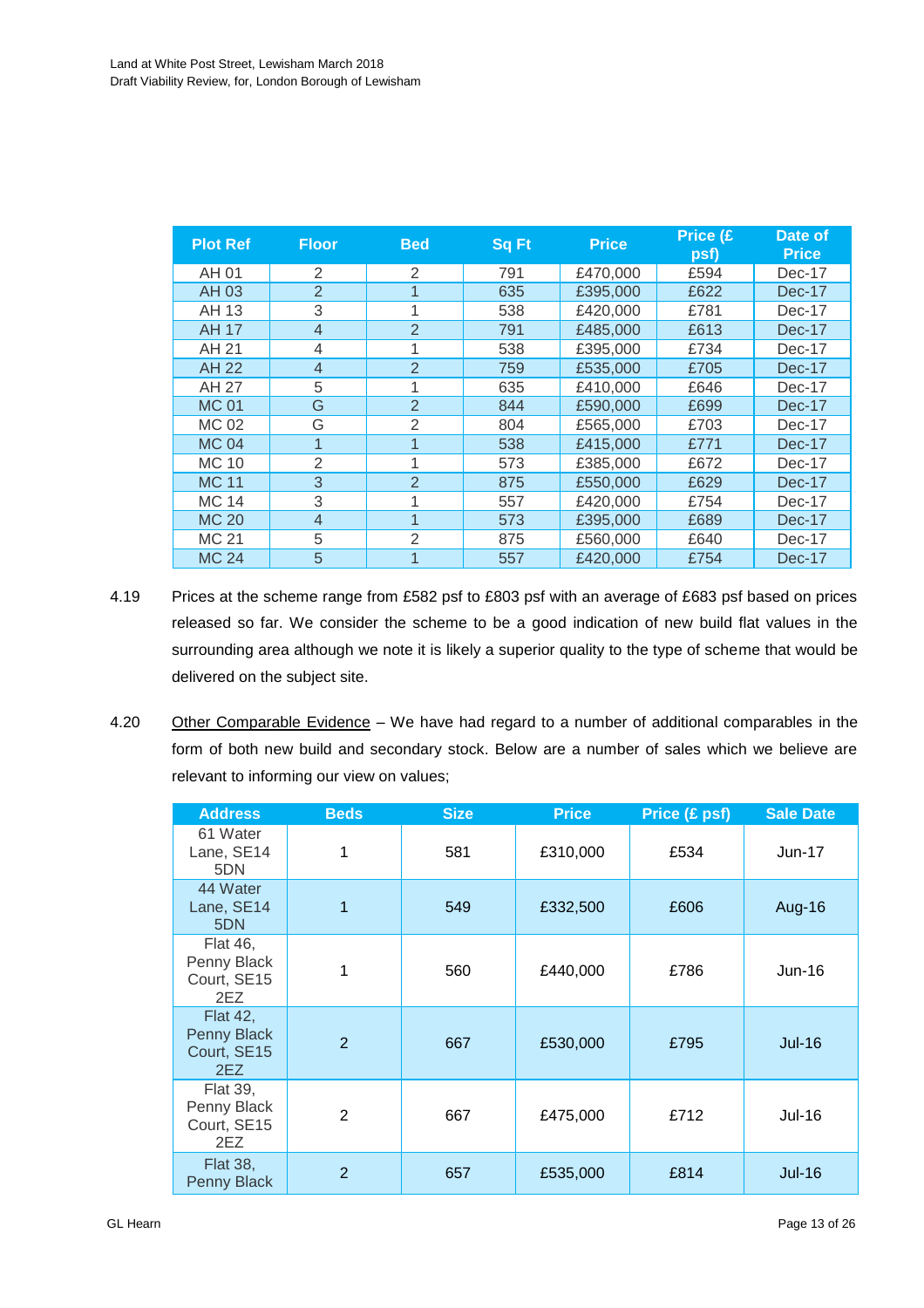| Plot Ref | Floor | Bed | Sq Ft | Price | Price (£ psf) | Date of Price |
|---|---|---|---|---|---|---|
| AH 01 | 2 | 2 | 791 | £470,000 | £594 | Dec-17 |
| AH 03 | 2 | 1 | 635 | £395,000 | £622 | Dec-17 |
| AH 13 | 3 | 1 | 538 | £420,000 | £781 | Dec-17 |
| AH 17 | 4 | 2 | 791 | £485,000 | £613 | Dec-17 |
| AH 21 | 4 | 1 | 538 | £395,000 | £734 | Dec-17 |
| AH 22 | 4 | 2 | 759 | £535,000 | £705 | Dec-17 |
| AH 27 | 5 | 1 | 635 | £410,000 | £646 | Dec-17 |
| MC 01 | G | 2 | 844 | £590,000 | £699 | Dec-17 |
| MC 02 | G | 2 | 804 | £565,000 | £703 | Dec-17 |
| MC 04 | 1 | 1 | 538 | £415,000 | £771 | Dec-17 |
| MC 10 | 2 | 1 | 573 | £385,000 | £672 | Dec-17 |
| MC 11 | 3 | 2 | 875 | £550,000 | £629 | Dec-17 |
| MC 14 | 3 | 1 | 557 | £420,000 | £754 | Dec-17 |
| MC 20 | 4 | 1 | 573 | £395,000 | £689 | Dec-17 |
| MC 21 | 5 | 2 | 875 | £560,000 | £640 | Dec-17 |
| MC 24 | 5 | 1 | 557 | £420,000 | £754 | Dec-17 |

4.19 Prices at the scheme range from £582 psf to £803 psf with an average of £683 psf based on prices released so far. We consider the scheme to be a good indication of new build flat values in the surrounding area although we note it is likely a superior quality to the type of scheme that would be delivered on the subject site.

4.20 Other Comparable Evidence – We have had regard to a number of additional comparables in the form of both new build and secondary stock. Below are a number of sales which we believe are relevant to informing our view on values;

| Address | Beds | Size | Price | Price (£ psf) | Sale Date |
|---|---|---|---|---|---|
| 61 Water Lane, SE14 5DN | 1 | 581 | £310,000 | £534 | Jun-17 |
| 44 Water Lane, SE14 5DN | 1 | 549 | £332,500 | £606 | Aug-16 |
| Flat 46, Penny Black Court, SE15 2EZ | 1 | 560 | £440,000 | £786 | Jun-16 |
| Flat 42, Penny Black Court, SE15 2EZ | 2 | 667 | £530,000 | £795 | Jul-16 |
| Flat 39, Penny Black Court, SE15 2EZ | 2 | 667 | £475,000 | £712 | Jul-16 |
| Flat 38, Penny Black | 2 | 657 | £535,000 | £814 | Jul-16 |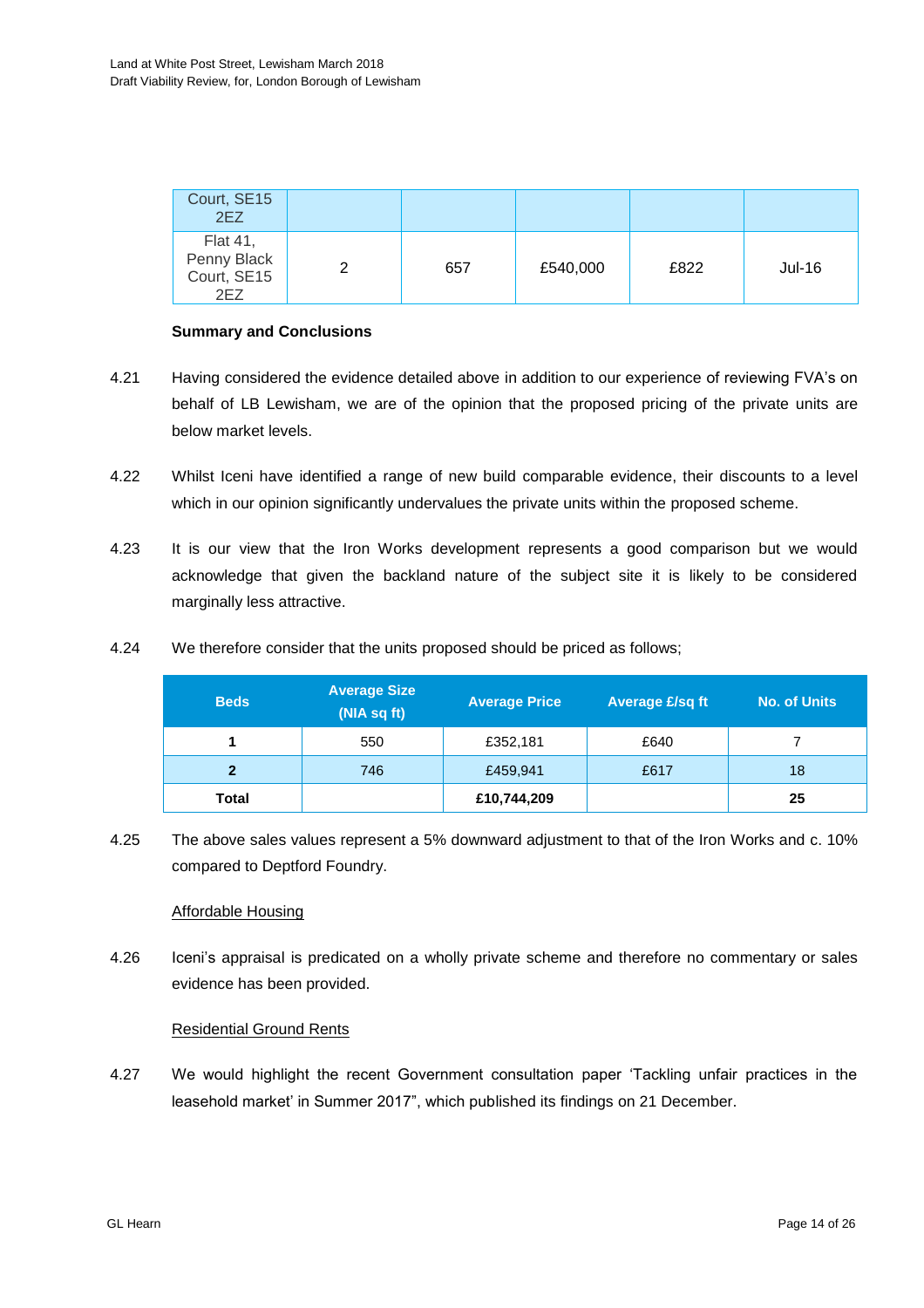| | | | | | |
|---|---|---|---|---|---|
| Court, SE15 2EZ | | | | | |
| Flat 41, Penny Black Court, SE15 2EZ | 2 | 657 | £540,000 | £822 | Jul-16 |

**Summary and Conclusions**

4.21 Having considered the evidence detailed above in addition to our experience of reviewing FVA's on behalf of LB Lewisham, we are of the opinion that the proposed pricing of the private units are below market levels.

4.22 Whilst Iceni have identified a range of new build comparable evidence, their discounts to a level which in our opinion significantly undervalues the private units within the proposed scheme.

4.23 It is our view that the Iron Works development represents a good comparison but we would acknowledge that given the backland nature of the subject site it is likely to be considered marginally less attractive.

4.24 We therefore consider that the units proposed should be priced as follows;

| Beds | Average Size (NIA sq ft) | Average Price | Average £/sq ft | No. of Units |
|---|---|---|---|---|
| **1** | 550 | £352,181 | £640 | 7 |
| **2** | 746 | £459,941 | £617 | 18 |
| **Total** | | **£10,744,209** | | **25** |

4.25 The above sales values represent a 5% downward adjustment to that of the Iron Works and c. 10% compared to Deptford Foundry.

Affordable Housing

4.26 Iceni's appraisal is predicated on a wholly private scheme and therefore no commentary or sales evidence has been provided.

Residential Ground Rents

4.27 We would highlight the recent Government consultation paper 'Tackling unfair practices in the leasehold market' in Summer 2017", which published its findings on 21 December.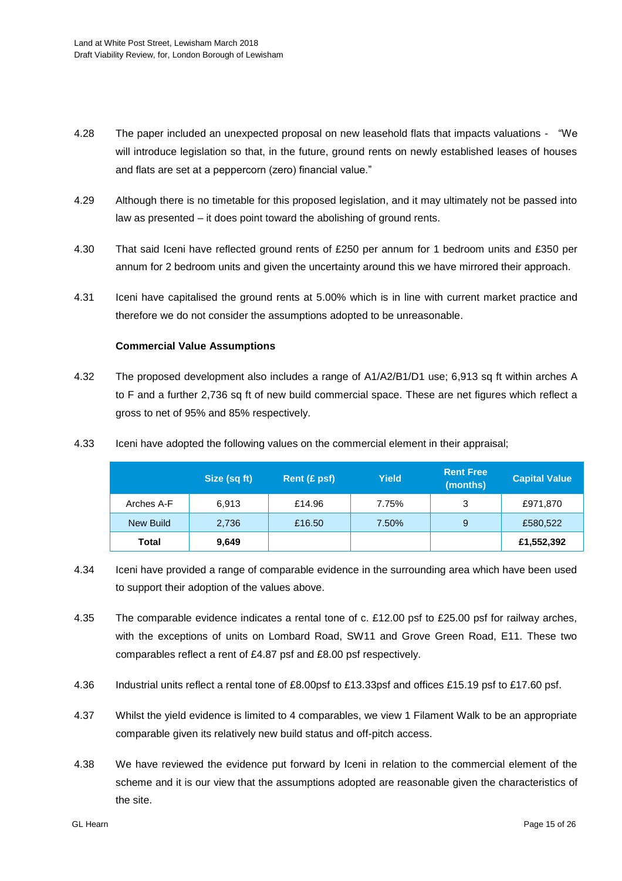4.28 The paper included an unexpected proposal on new leasehold flats that impacts valuations - "We will introduce legislation so that, in the future, ground rents on newly established leases of houses and flats are set at a peppercorn (zero) financial value."

4.29 Although there is no timetable for this proposed legislation, and it may ultimately not be passed into law as presented – it does point toward the abolishing of ground rents.

4.30 That said Iceni have reflected ground rents of £250 per annum for 1 bedroom units and £350 per annum for 2 bedroom units and given the uncertainty around this we have mirrored their approach.

4.31 Iceni have capitalised the ground rents at 5.00% which is in line with current market practice and therefore we do not consider the assumptions adopted to be unreasonable.

**Commercial Value Assumptions**

4.32 The proposed development also includes a range of A1/A2/B1/D1 use; 6,913 sq ft within arches A to F and a further 2,736 sq ft of new build commercial space. These are net figures which reflect a gross to net of 95% and 85% respectively.

4.33 Iceni have adopted the following values on the commercial element in their appraisal;

| | Size (sq ft) | Rent (£ psf) | Yield | Rent Free (months) | Capital Value |
|---|---|---|---|---|---|
| Arches A-F | 6,913 | £14.96 | 7.75% | 3 | £971,870 |
| New Build | 2,736 | £16.50 | 7.50% | 9 | £580,522 |
| **Total** | **9,649** | | | | **£1,552,392** |

4.34 Iceni have provided a range of comparable evidence in the surrounding area which have been used to support their adoption of the values above.

4.35 The comparable evidence indicates a rental tone of c. £12.00 psf to £25.00 psf for railway arches, with the exceptions of units on Lombard Road, SW11 and Grove Green Road, E11. These two comparables reflect a rent of £4.87 psf and £8.00 psf respectively.

4.36 Industrial units reflect a rental tone of £8.00psf to £13.33psf and offices £15.19 psf to £17.60 psf.

4.37 Whilst the yield evidence is limited to 4 comparables, we view 1 Filament Walk to be an appropriate comparable given its relatively new build status and off-pitch access.

4.38 We have reviewed the evidence put forward by Iceni in relation to the commercial element of the scheme and it is our view that the assumptions adopted are reasonable given the characteristics of the site.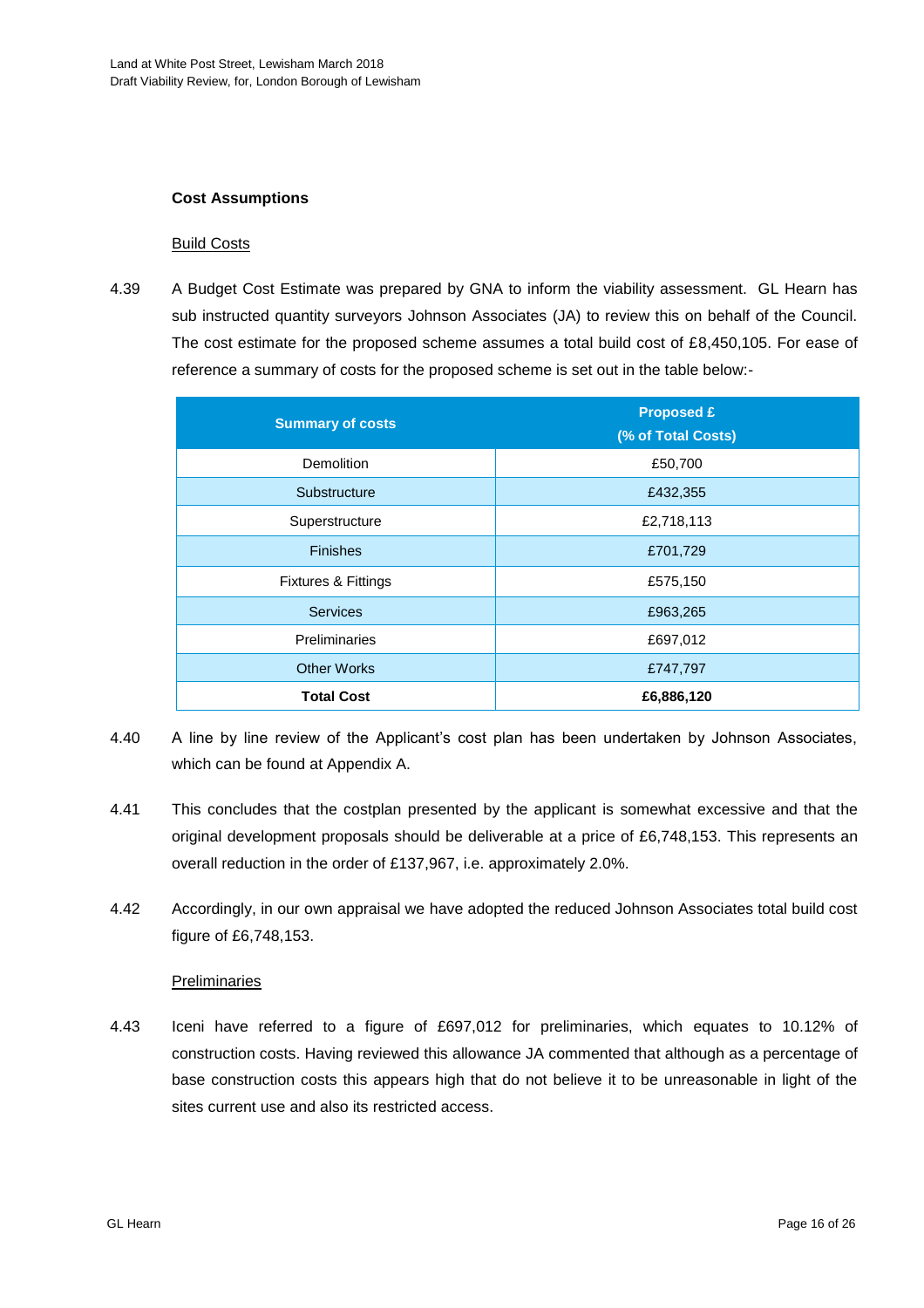**Cost Assumptions**

Build Costs

4.39 A Budget Cost Estimate was prepared by GNA to inform the viability assessment. GL Hearn has sub instructed quantity surveyors Johnson Associates (JA) to review this on behalf of the Council. The cost estimate for the proposed scheme assumes a total build cost of £8,450,105. For ease of reference a summary of costs for the proposed scheme is set out in the table below:-

| Summary of costs | Proposed £ (% of Total Costs) |
|---|---|
| Demolition | £50,700 |
| Substructure | £432,355 |
| Superstructure | £2,718,113 |
| Finishes | £701,729 |
| Fixtures & Fittings | £575,150 |
| Services | £963,265 |
| Preliminaries | £697,012 |
| Other Works | £747,797 |
| **Total Cost** | **£6,886,120** |

4.40 A line by line review of the Applicant's cost plan has been undertaken by Johnson Associates, which can be found at Appendix A.

4.41 This concludes that the costplan presented by the applicant is somewhat excessive and that the original development proposals should be deliverable at a price of £6,748,153. This represents an overall reduction in the order of £137,967, i.e. approximately 2.0%.

4.42 Accordingly, in our own appraisal we have adopted the reduced Johnson Associates total build cost figure of £6,748,153.

Preliminaries

4.43 Iceni have referred to a figure of £697,012 for preliminaries, which equates to 10.12% of construction costs. Having reviewed this allowance JA commented that although as a percentage of base construction costs this appears high that do not believe it to be unreasonable in light of the sites current use and also its restricted access.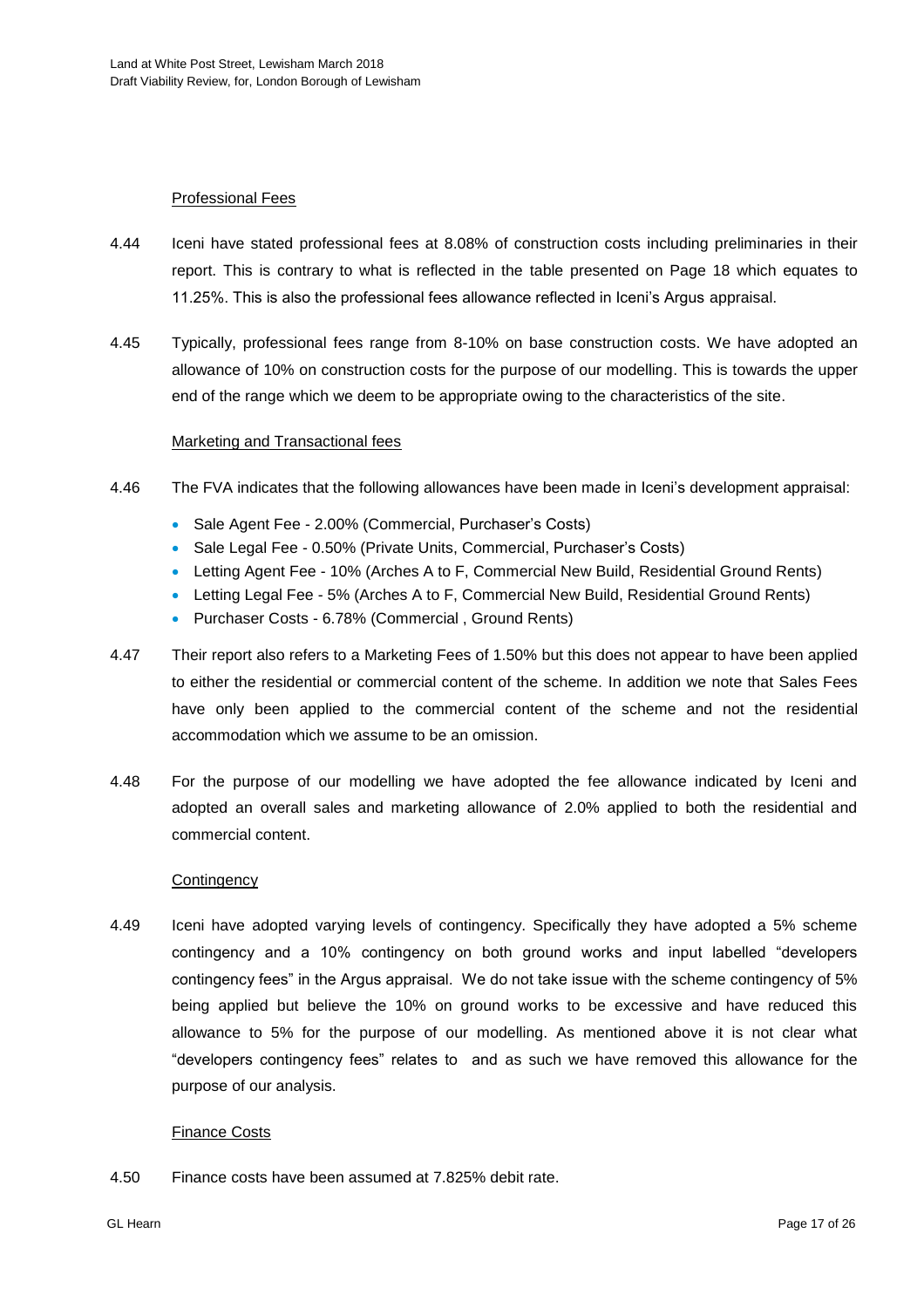Professional Fees

4.44 Iceni have stated professional fees at 8.08% of construction costs including preliminaries in their report. This is contrary to what is reflected in the table presented on Page 18 which equates to 11.25%. This is also the professional fees allowance reflected in Iceni's Argus appraisal.

4.45 Typically, professional fees range from 8-10% on base construction costs. We have adopted an allowance of 10% on construction costs for the purpose of our modelling. This is towards the upper end of the range which we deem to be appropriate owing to the characteristics of the site.

Marketing and Transactional fees

4.46 The FVA indicates that the following allowances have been made in Iceni's development appraisal:

- Sale Agent Fee - 2.00% (Commercial, Purchaser's Costs)
- Sale Legal Fee - 0.50% (Private Units, Commercial, Purchaser's Costs)
- Letting Agent Fee - 10% (Arches A to F, Commercial New Build, Residential Ground Rents)
- Letting Legal Fee - 5% (Arches A to F, Commercial New Build, Residential Ground Rents)
- Purchaser Costs - 6.78% (Commercial , Ground Rents)

4.47 Their report also refers to a Marketing Fees of 1.50% but this does not appear to have been applied to either the residential or commercial content of the scheme. In addition we note that Sales Fees have only been applied to the commercial content of the scheme and not the residential accommodation which we assume to be an omission.

4.48 For the purpose of our modelling we have adopted the fee allowance indicated by Iceni and adopted an overall sales and marketing allowance of 2.0% applied to both the residential and commercial content.

Contingency

4.49 Iceni have adopted varying levels of contingency. Specifically they have adopted a 5% scheme contingency and a 10% contingency on both ground works and input labelled "developers contingency fees" in the Argus appraisal. We do not take issue with the scheme contingency of 5% being applied but believe the 10% on ground works to be excessive and have reduced this allowance to 5% for the purpose of our modelling. As mentioned above it is not clear what "developers contingency fees" relates to and as such we have removed this allowance for the purpose of our analysis.

Finance Costs

4.50 Finance costs have been assumed at 7.825% debit rate.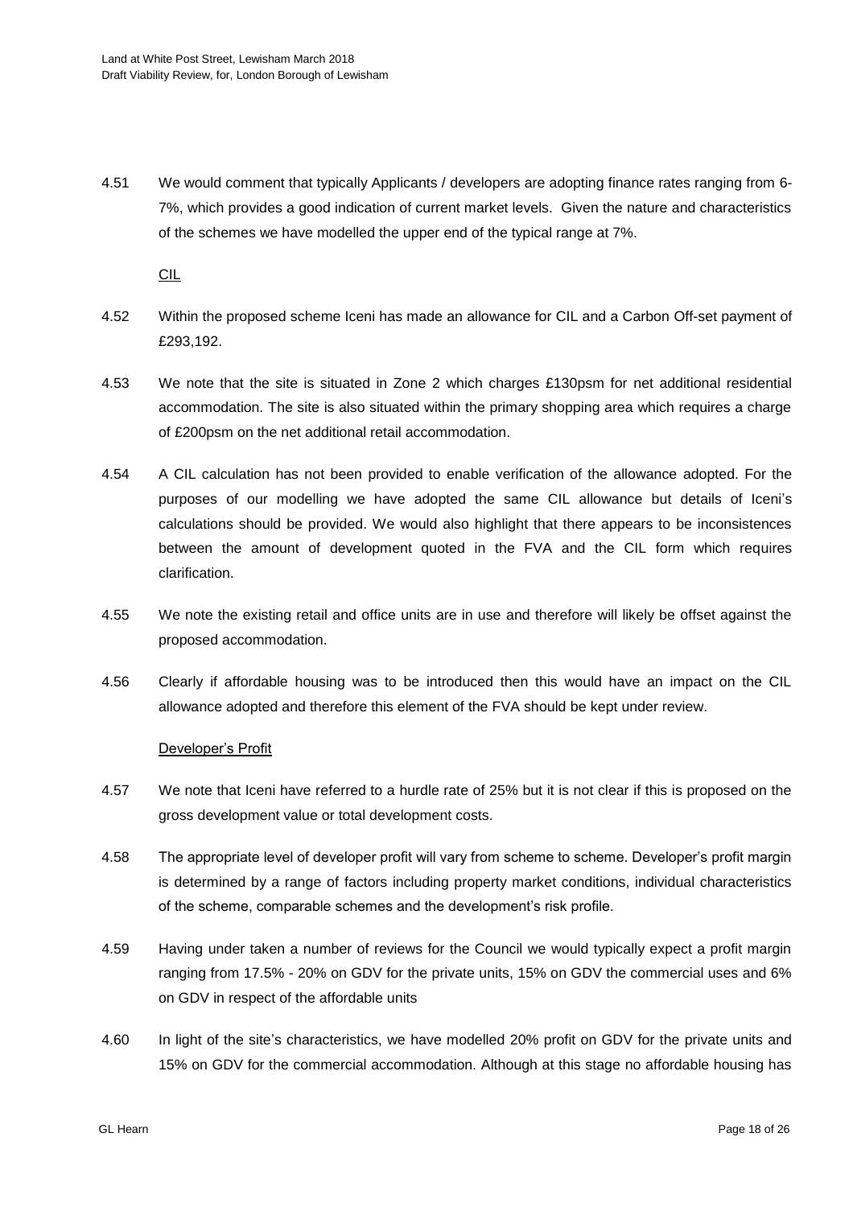4.51 We would comment that typically Applicants / developers are adopting finance rates ranging from 6-7%, which provides a good indication of current market levels. Given the nature and characteristics of the schemes we have modelled the upper end of the typical range at 7%.

CIL

4.52 Within the proposed scheme Iceni has made an allowance for CIL and a Carbon Off-set payment of £293,192.

4.53 We note that the site is situated in Zone 2 which charges £130psm for net additional residential accommodation. The site is also situated within the primary shopping area which requires a charge of £200psm on the net additional retail accommodation.

4.54 A CIL calculation has not been provided to enable verification of the allowance adopted. For the purposes of our modelling we have adopted the same CIL allowance but details of Iceni's calculations should be provided. We would also highlight that there appears to be inconsistences between the amount of development quoted in the FVA and the CIL form which requires clarification.

4.55 We note the existing retail and office units are in use and therefore will likely be offset against the proposed accommodation.

4.56 Clearly if affordable housing was to be introduced then this would have an impact on the CIL allowance adopted and therefore this element of the FVA should be kept under review.

Developer's Profit

4.57 We note that Iceni have referred to a hurdle rate of 25% but it is not clear if this is proposed on the gross development value or total development costs.

4.58 The appropriate level of developer profit will vary from scheme to scheme. Developer's profit margin is determined by a range of factors including property market conditions, individual characteristics of the scheme, comparable schemes and the development's risk profile.

4.59 Having under taken a number of reviews for the Council we would typically expect a profit margin ranging from 17.5% - 20% on GDV for the private units, 15% on GDV the commercial uses and 6% on GDV in respect of the affordable units

4.60 In light of the site's characteristics, we have modelled 20% profit on GDV for the private units and 15% on GDV for the commercial accommodation. Although at this stage no affordable housing has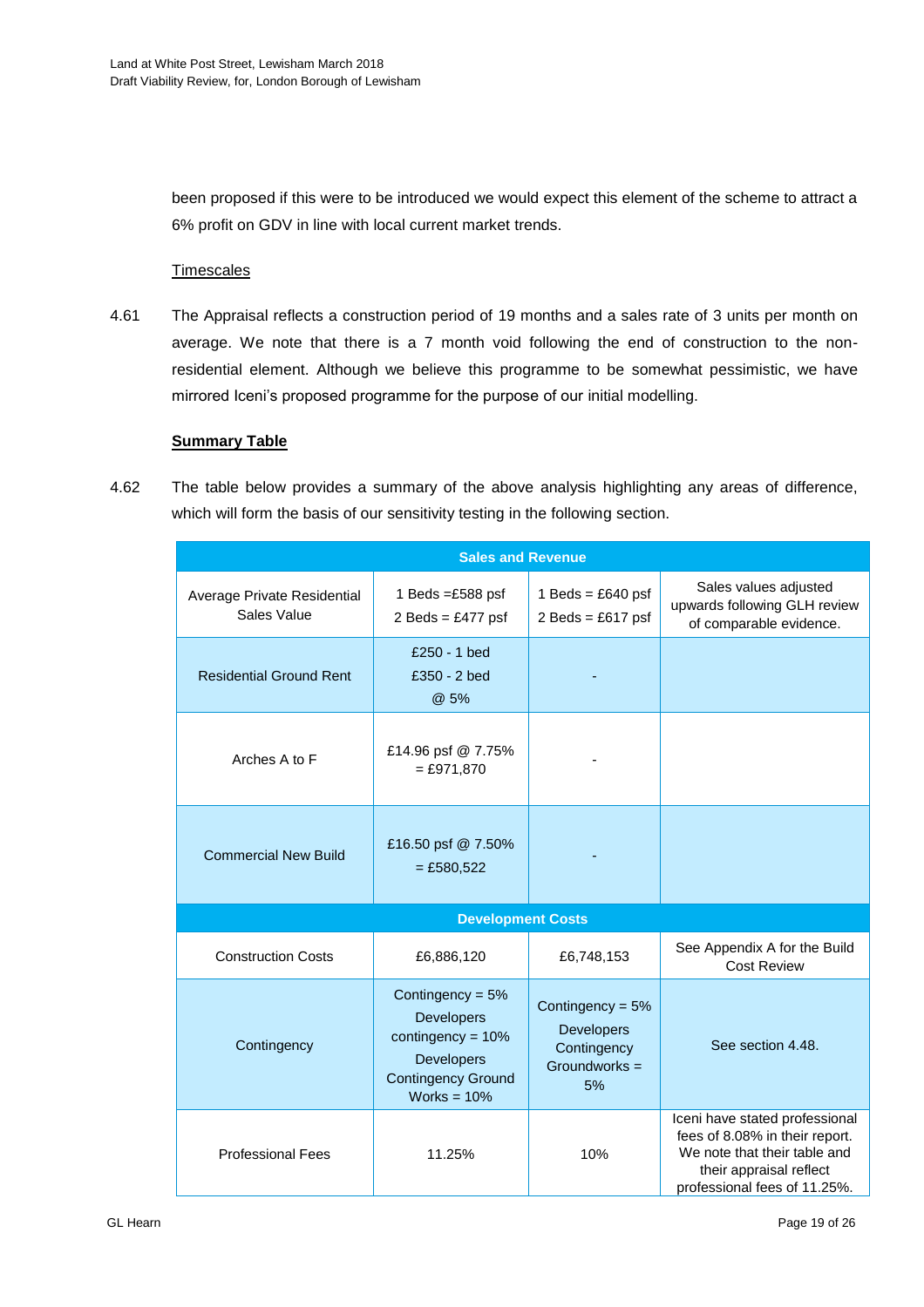been proposed if this were to be introduced we would expect this element of the scheme to attract a 6% profit on GDV in line with local current market trends.

Timescales

4.61 The Appraisal reflects a construction period of 19 months and a sales rate of 3 units per month on average. We note that there is a 7 month void following the end of construction to the non-residential element. Although we believe this programme to be somewhat pessimistic, we have mirrored Iceni's proposed programme for the purpose of our initial modelling.

**Summary Table**

4.62 The table below provides a summary of the above analysis highlighting any areas of difference, which will form the basis of our sensitivity testing in the following section.

| **Sales and Revenue** | | | |
|---|---|---|---|
| Average Private Residential Sales Value | 1 Beds =£588 psf<br>2 Beds = £477 psf | 1 Beds = £640 psf<br>2 Beds = £617 psf | Sales values adjusted upwards following GLH review of comparable evidence. |
| Residential Ground Rent | £250 - 1 bed<br>£350 - 2 bed<br>@ 5% | - | |
| Arches A to F | £14.96 psf @ 7.75% = £971,870 | - | |
| Commercial New Build | £16.50 psf @ 7.50% = £580,522 | - | |
| **Development Costs** | | | |
| Construction Costs | £6,886,120 | £6,748,153 | See Appendix A for the Build Cost Review |
| Contingency | Contingency = 5%<br>Developers contingency = 10%<br>Developers Contingency Ground Works = 10% | Contingency = 5%<br>Developers Contingency Groundworks = 5% | See section 4.48. |
| Professional Fees | 11.25% | 10% | Iceni have stated professional fees of 8.08% in their report. We note that their table and their appraisal reflect professional fees of 11.25%. |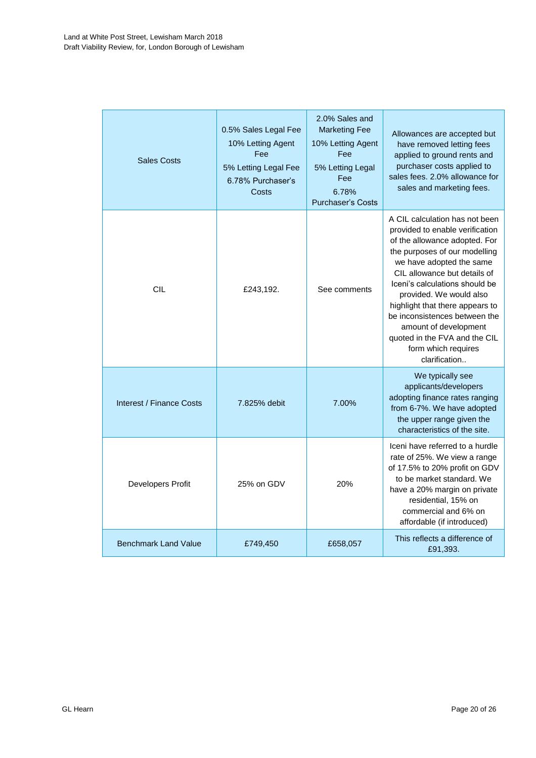| Sales Costs | 0.5% Sales Legal Fee<br>10% Letting Agent Fee<br>5% Letting Legal Fee<br>6.78% Purchaser's Costs | 2.0% Sales and Marketing Fee<br>10% Letting Agent Fee<br>5% Letting Legal Fee<br>6.78% Purchaser's Costs | Allowances are accepted but have removed letting fees applied to ground rents and purchaser costs applied to sales fees. 2.0% allowance for sales and marketing fees. |
|---|---|---|---|
| CIL | £243,192. | See comments | A CIL calculation has not been provided to enable verification of the allowance adopted. For the purposes of our modelling we have adopted the same CIL allowance but details of Iceni's calculations should be provided. We would also highlight that there appears to be inconsistences between the amount of development quoted in the FVA and the CIL form which requires clarification.. |
| Interest / Finance Costs | 7.825% debit | 7.00% | We typically see applicants/developers adopting finance rates ranging from 6-7%. We have adopted the upper range given the characteristics of the site. |
| Developers Profit | 25% on GDV | 20% | Iceni have referred to a hurdle rate of 25%. We view a range of 17.5% to 20% profit on GDV to be market standard. We have a 20% margin on private residential, 15% on commercial and 6% on affordable (if introduced) |
| Benchmark Land Value | £749,450 | £658,057 | This reflects a difference of £91,393. |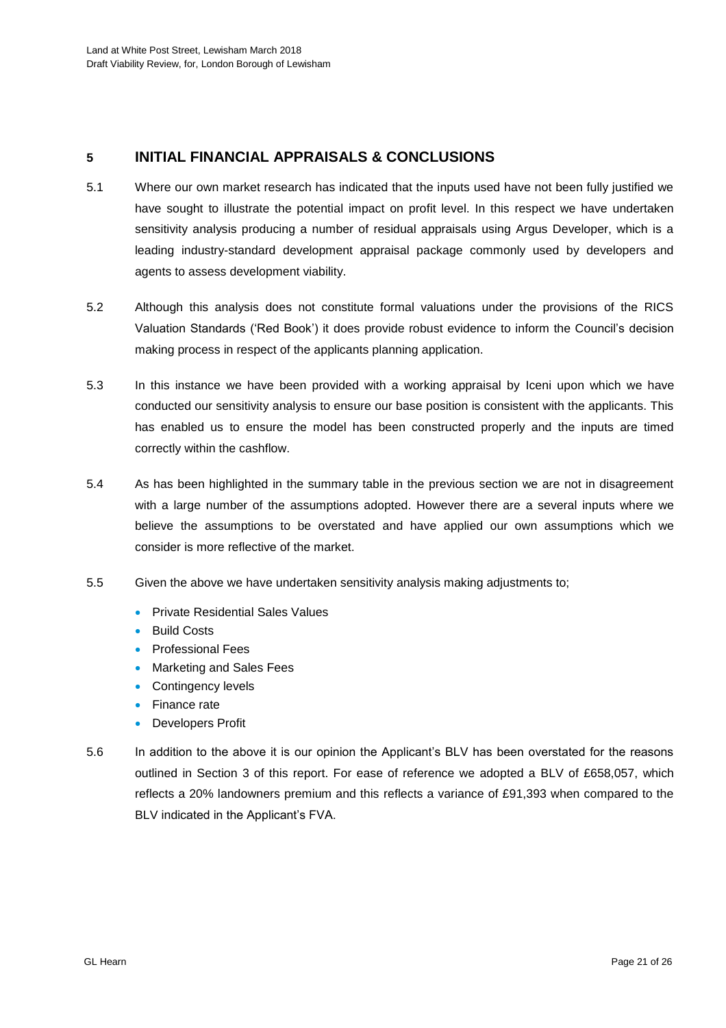## 5 INITIAL FINANCIAL APPRAISALS & CONCLUSIONS

5.1 Where our own market research has indicated that the inputs used have not been fully justified we have sought to illustrate the potential impact on profit level. In this respect we have undertaken sensitivity analysis producing a number of residual appraisals using Argus Developer, which is a leading industry-standard development appraisal package commonly used by developers and agents to assess development viability.

5.2 Although this analysis does not constitute formal valuations under the provisions of the RICS Valuation Standards ('Red Book') it does provide robust evidence to inform the Council's decision making process in respect of the applicants planning application.

5.3 In this instance we have been provided with a working appraisal by Iceni upon which we have conducted our sensitivity analysis to ensure our base position is consistent with the applicants. This has enabled us to ensure the model has been constructed properly and the inputs are timed correctly within the cashflow.

5.4 As has been highlighted in the summary table in the previous section we are not in disagreement with a large number of the assumptions adopted. However there are a several inputs where we believe the assumptions to be overstated and have applied our own assumptions which we consider is more reflective of the market.

5.5 Given the above we have undertaken sensitivity analysis making adjustments to;

- Private Residential Sales Values
- Build Costs
- Professional Fees
- Marketing and Sales Fees
- Contingency levels
- Finance rate
- Developers Profit

5.6 In addition to the above it is our opinion the Applicant's BLV has been overstated for the reasons outlined in Section 3 of this report. For ease of reference we adopted a BLV of £658,057, which reflects a 20% landowners premium and this reflects a variance of £91,393 when compared to the BLV indicated in the Applicant's FVA.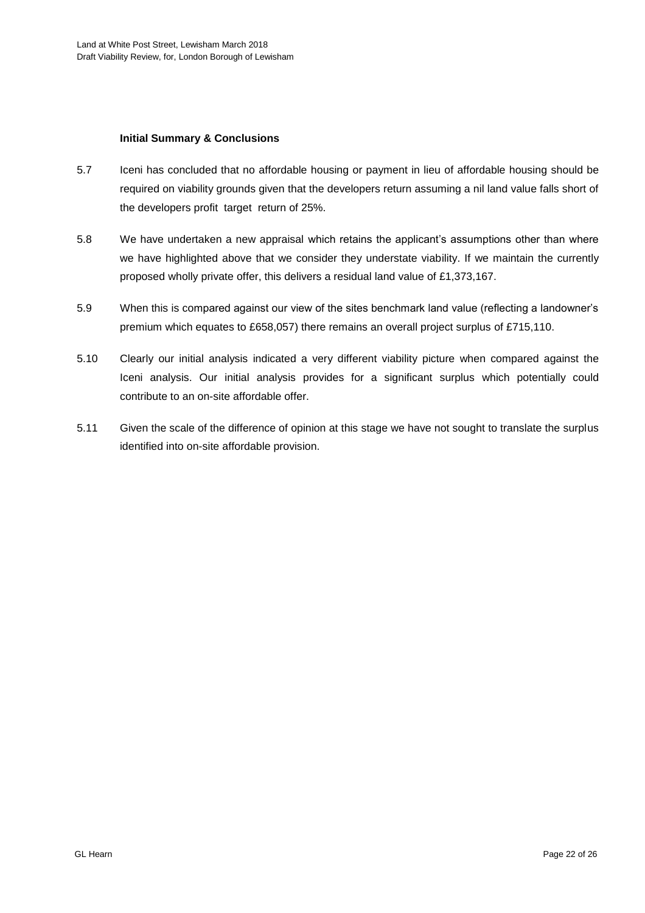### Initial Summary & Conclusions

5.7 Iceni has concluded that no affordable housing or payment in lieu of affordable housing should be required on viability grounds given that the developers return assuming a nil land value falls short of the developers profit target return of 25%.

5.8 We have undertaken a new appraisal which retains the applicant's assumptions other than where we have highlighted above that we consider they understate viability. If we maintain the currently proposed wholly private offer, this delivers a residual land value of £1,373,167.

5.9 When this is compared against our view of the sites benchmark land value (reflecting a landowner's premium which equates to £658,057) there remains an overall project surplus of £715,110.

5.10 Clearly our initial analysis indicated a very different viability picture when compared against the Iceni analysis. Our initial analysis provides for a significant surplus which potentially could contribute to an on-site affordable offer.

5.11 Given the scale of the difference of opinion at this stage we have not sought to translate the surplus identified into on-site affordable provision.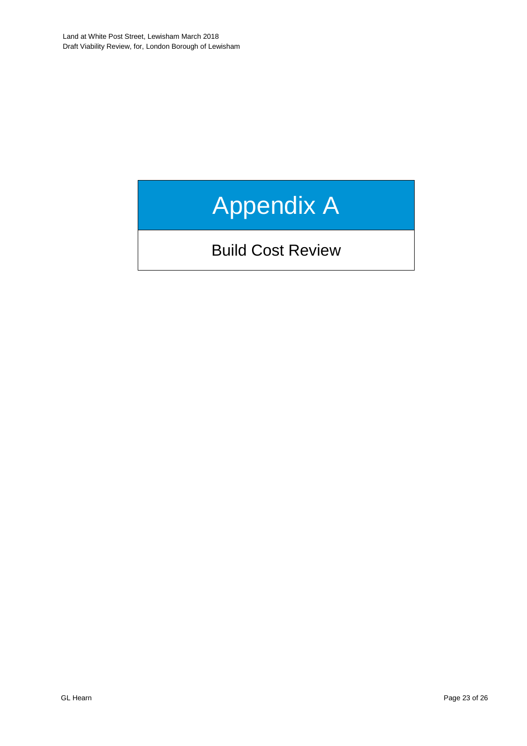# Appendix A

## Build Cost Review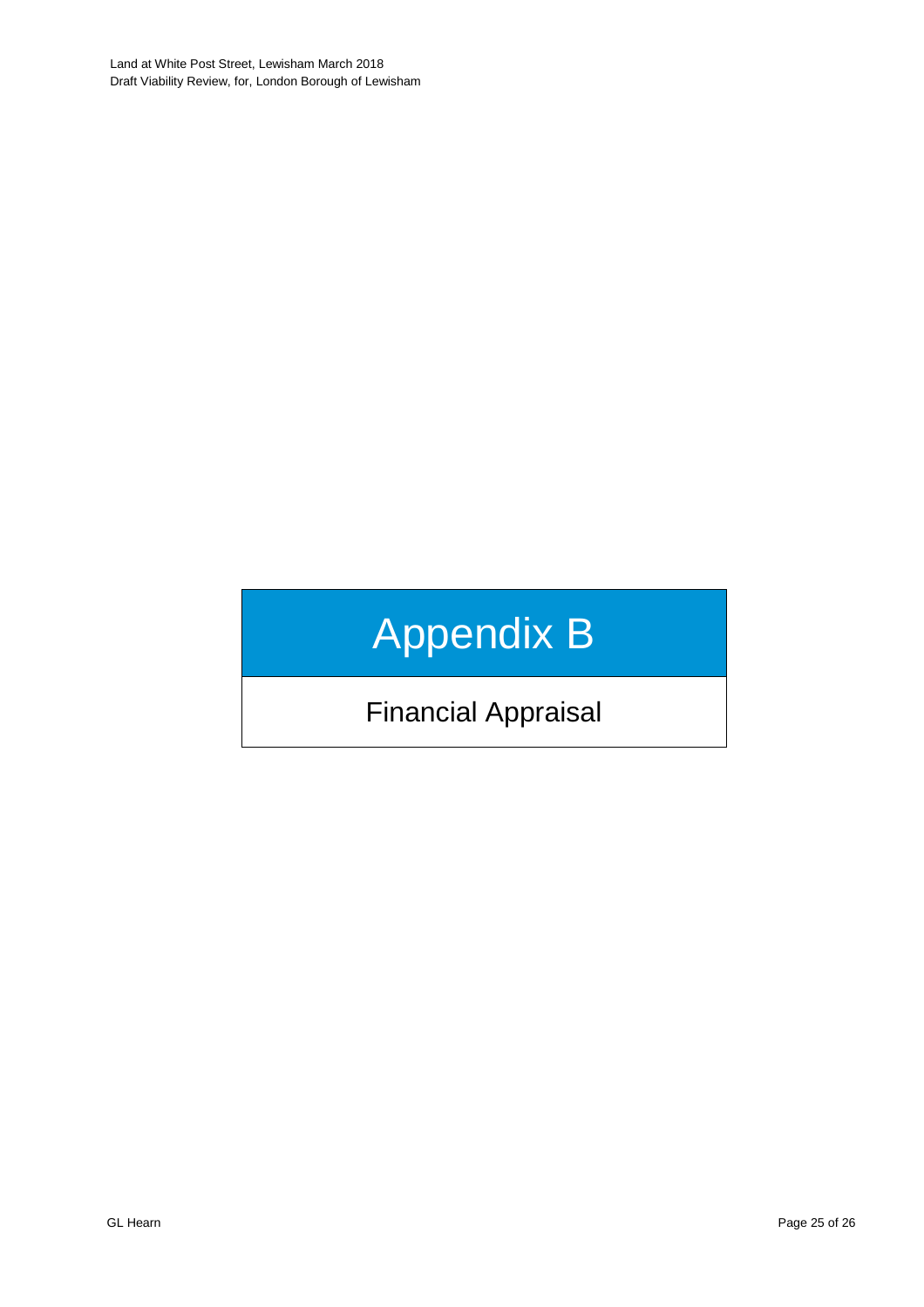# Appendix B

## Financial Appraisal